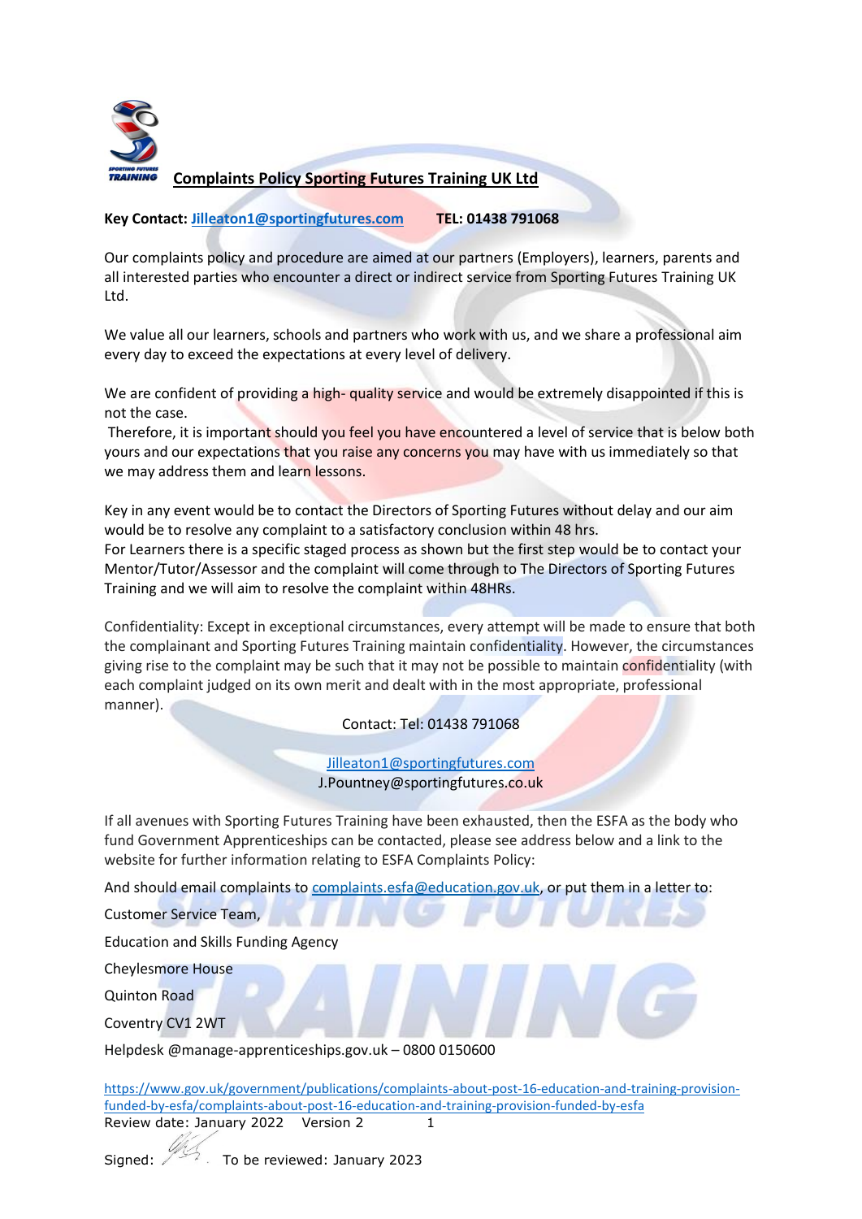# Complaints Policy Sporting Futures Training UK Ltd

**Key Contact: Jilleaton1@sportingfutures.com TEL: 01438 791068**

Our complaints policy and procedure are aimed at our partners (Employers), learners, parents and all interested parties who encounter a direct or indirect service from Sporting Futures Training UK Ltd.

We value all our learners, schools and partners who work with us, and we share a professional aim every day to exceed the expectations at every level of delivery.

We are confident of providing a high- quality service and would be extremely disappointed if this is not the case.
Therefore, it is important should you feel you have encountered a level of service that is below both yours and our expectations that you raise any concerns you may have with us immediately so that we may address them and learn lessons.

Key in any event would be to contact the Directors of Sporting Futures without delay and our aim would be to resolve any complaint to a satisfactory conclusion within 48 hrs.
For Learners there is a specific staged process as shown but the first step would be to contact your Mentor/Tutor/Assessor and the complaint will come through to The Directors of Sporting Futures Training and we will aim to resolve the complaint within 48HRs.

Confidentiality: Except in exceptional circumstances, every attempt will be made to ensure that both the complainant and Sporting Futures Training maintain confidentiality. However, the circumstances giving rise to the complaint may be such that it may not be possible to maintain confidentiality (with each complaint judged on its own merit and dealt with in the most appropriate, professional manner).

Contact: Tel: 01438 791068

Jilleaton1@sportingfutures.com
J.Pountney@sportingfutures.co.uk

If all avenues with Sporting Futures Training have been exhausted, then the ESFA as the body who fund Government Apprenticeships can be contacted, please see address below and a link to the website for further information relating to ESFA Complaints Policy:

And should email complaints to complaints.esfa@education.gov.uk, or put them in a letter to:

Customer Service Team,

Education and Skills Funding Agency

Cheylesmore House

Quinton Road

Coventry CV1 2WT

Helpdesk @manage-apprenticeships.gov.uk – 0800 0150600

https://www.gov.uk/government/publications/complaints-about-post-16-education-and-training-provision-funded-by-esfa/complaints-about-post-16-education-and-training-provision-funded-by-esfa

Review date: January 2022 Version 2

Signed: To be reviewed: January 2023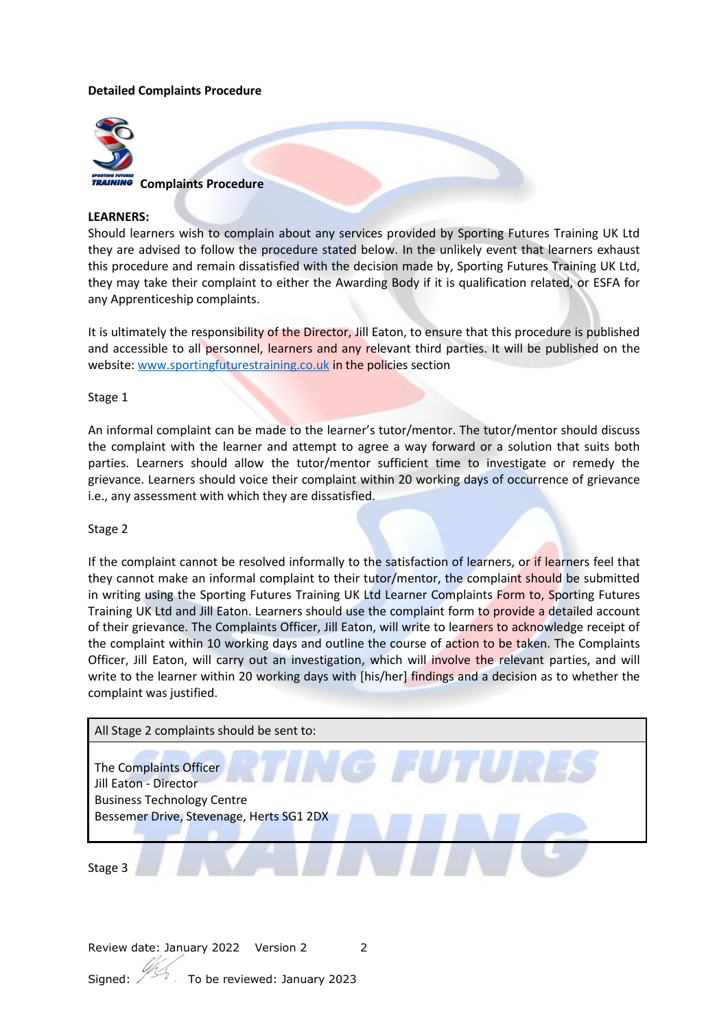**Detailed Complaints Procedure**

**Complaints Procedure**

**LEARNERS:**

Should learners wish to complain about any services provided by Sporting Futures Training UK Ltd they are advised to follow the procedure stated below. In the unlikely event that learners exhaust this procedure and remain dissatisfied with the decision made by, Sporting Futures Training UK Ltd, they may take their complaint to either the Awarding Body if it is qualification related, or ESFA for any Apprenticeship complaints.

It is ultimately the responsibility of the Director, Jill Eaton, to ensure that this procedure is published and accessible to all personnel, learners and any relevant third parties. It will be published on the website: [www.sportingfuturestraining.co.uk](http://www.sportingfuturestraining.co.uk) in the policies section

Stage 1

An informal complaint can be made to the learner's tutor/mentor. The tutor/mentor should discuss the complaint with the learner and attempt to agree a way forward or a solution that suits both parties. Learners should allow the tutor/mentor sufficient time to investigate or remedy the grievance. Learners should voice their complaint within 20 working days of occurrence of grievance i.e., any assessment with which they are dissatisfied.

Stage 2

If the complaint cannot be resolved informally to the satisfaction of learners, or if learners feel that they cannot make an informal complaint to their tutor/mentor, the complaint should be submitted in writing using the Sporting Futures Training UK Ltd Learner Complaints Form to, Sporting Futures Training UK Ltd and Jill Eaton. Learners should use the complaint form to provide a detailed account of their grievance. The Complaints Officer, Jill Eaton, will write to learners to acknowledge receipt of the complaint within 10 working days and outline the course of action to be taken. The Complaints Officer, Jill Eaton, will carry out an investigation, which will involve the relevant parties, and will write to the learner within 20 working days with [his/her] findings and a decision as to whether the complaint was justified.

| All Stage 2 complaints should be sent to: |
|---|
| The Complaints Officer<br>Jill Eaton - Director<br>Business Technology Centre<br>Bessemer Drive, Stevenage, Herts SG1 2DX |

Stage 3

Review date: January 2022 Version 2

Signed: To be reviewed: January 2023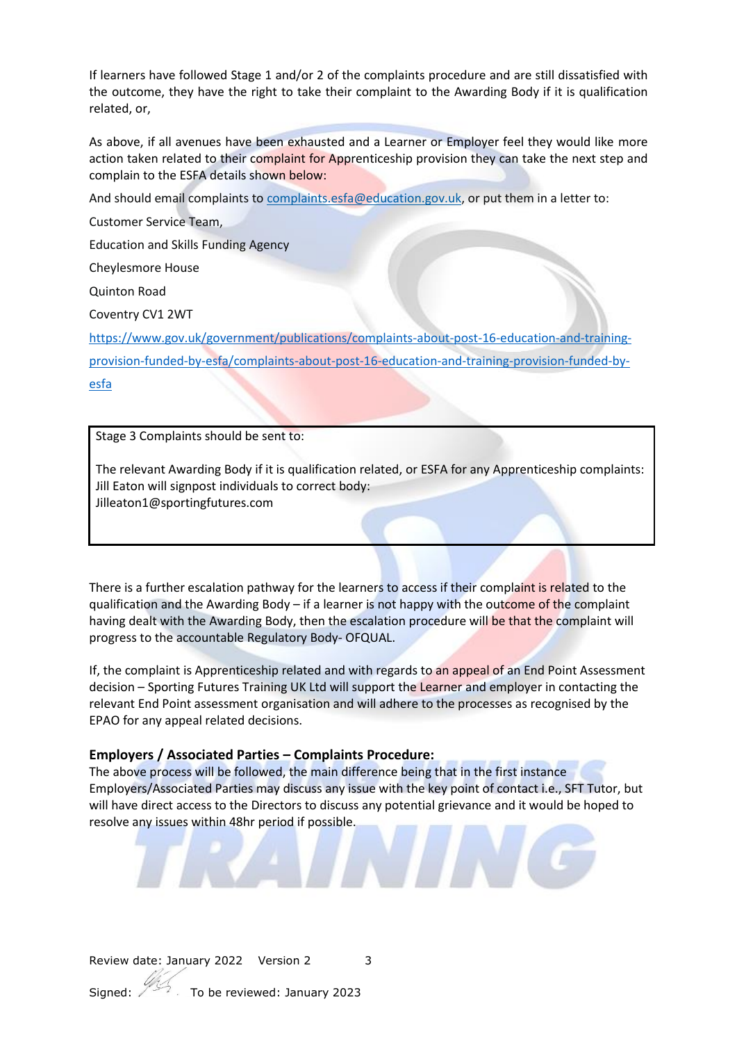If learners have followed Stage 1 and/or 2 of the complaints procedure and are still dissatisfied with the outcome, they have the right to take their complaint to the Awarding Body if it is qualification related, or,

As above, if all avenues have been exhausted and a Learner or Employer feel they would like more action taken related to their complaint for Apprenticeship provision they can take the next step and complain to the ESFA details shown below:

And should email complaints to [complaints.esfa@education.gov.uk](mailto:complaints.esfa@education.gov.uk), or put them in a letter to:

Customer Service Team,

Education and Skills Funding Agency

Cheylesmore House

Quinton Road

Coventry CV1 2WT

[https://www.gov.uk/government/publications/complaints-about-post-16-education-and-training-provision-funded-by-esfa/complaints-about-post-16-education-and-training-provision-funded-by-esfa](https://www.gov.uk/government/publications/complaints-about-post-16-education-and-training-provision-funded-by-esfa/complaints-about-post-16-education-and-training-provision-funded-by-esfa)

| Stage 3 Complaints should be sent to:<br><br>The relevant Awarding Body if it is qualification related, or ESFA for any Apprenticeship complaints: Jill Eaton will signpost individuals to correct body:<br>Jilleaton1@sportingfutures.com |
|---|

There is a further escalation pathway for the learners to access if their complaint is related to the qualification and the Awarding Body – if a learner is not happy with the outcome of the complaint having dealt with the Awarding Body, then the escalation procedure will be that the complaint will progress to the accountable Regulatory Body- OFQUAL.

If, the complaint is Apprenticeship related and with regards to an appeal of an End Point Assessment decision – Sporting Futures Training UK Ltd will support the Learner and employer in contacting the relevant End Point assessment organisation and will adhere to the processes as recognised by the EPAO for any appeal related decisions.

**Employers / Associated Parties – Complaints Procedure:**

The above process will be followed, the main difference being that in the first instance Employers/Associated Parties may discuss any issue with the key point of contact i.e., SFT Tutor, but will have direct access to the Directors to discuss any potential grievance and it would be hoped to resolve any issues within 48hr period if possible.

Review date: January 2022 Version 2

Signed: To be reviewed: January 2023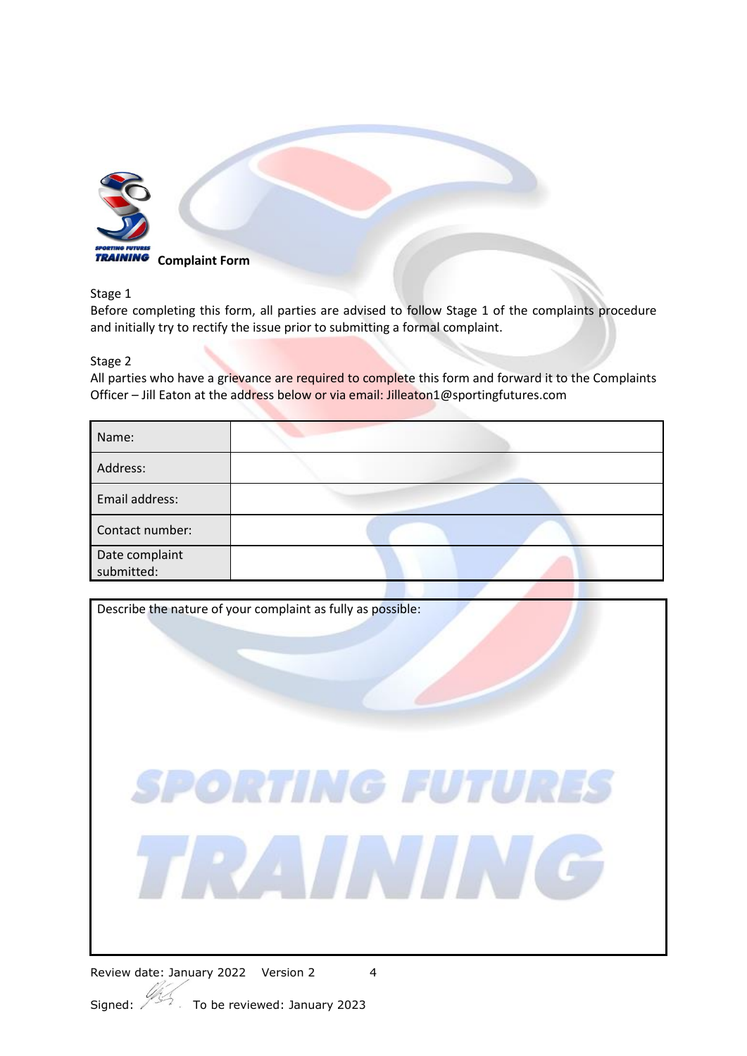**Complaint Form**

Stage 1
Before completing this form, all parties are advised to follow Stage 1 of the complaints procedure and initially try to rectify the issue prior to submitting a formal complaint.

Stage 2
All parties who have a grievance are required to complete this form and forward it to the Complaints Officer – Jill Eaton at the address below or via email: Jilleaton1@sportingfutures.com

| Name: | |
|---|---|
| Address: | |
| Email address: | |
| Contact number: | |
| Date complaint submitted: | |

| Describe the nature of your complaint as fully as possible: |
|---|
| |

Review date: January 2022  Version 2

Signed:  To be reviewed: January 2023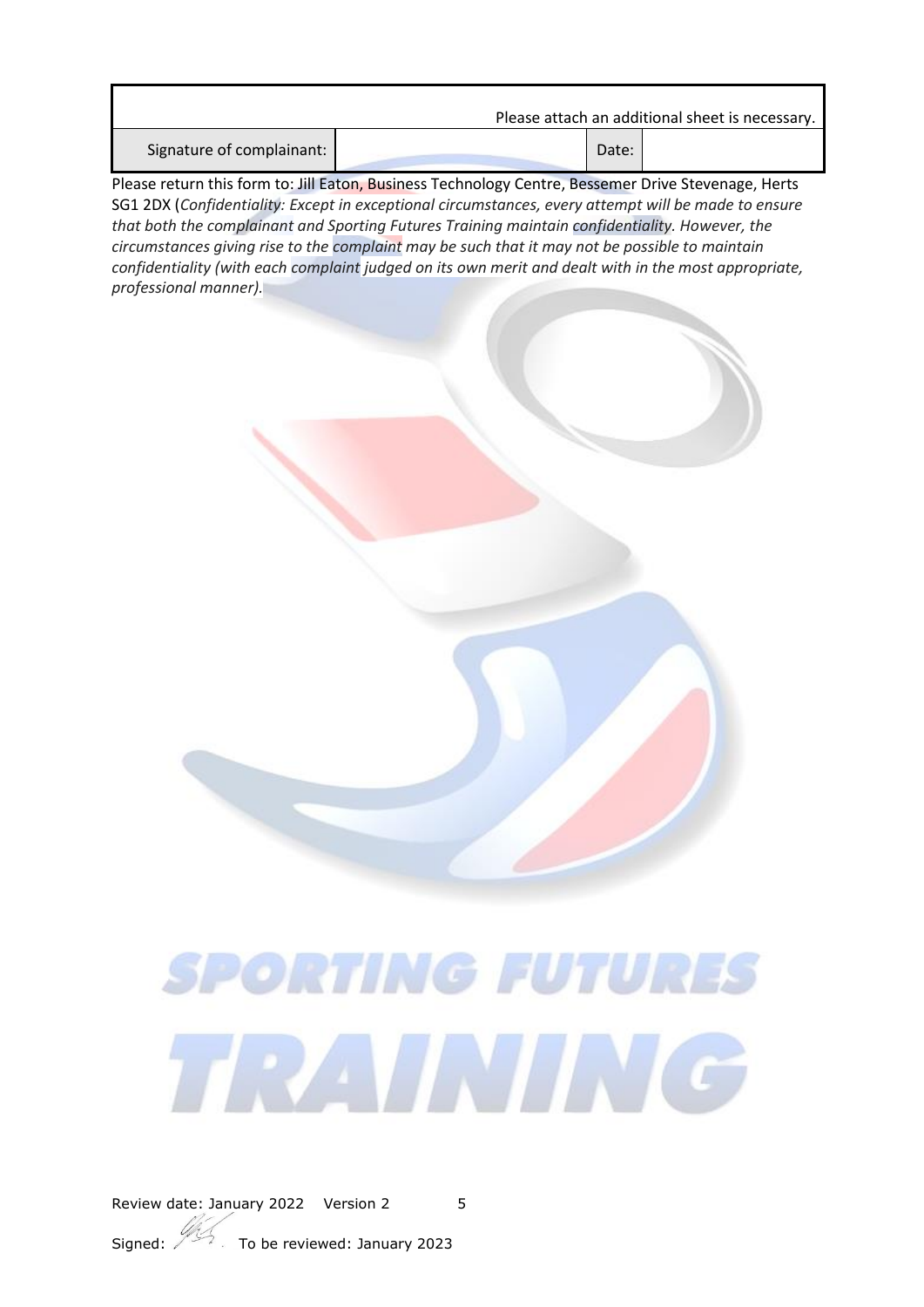| | | | |
|---|---|---|---|
| Please attach an additional sheet is necessary. | | | |
| Signature of complainant: | | Date: | |

Please return this form to: Jill Eaton, Business Technology Centre, Bessemer Drive Stevenage, Herts SG1 2DX (*Confidentiality: Except in exceptional circumstances, every attempt will be made to ensure that both the complainant and Sporting Futures Training maintain confidentiality. However, the circumstances giving rise to the complaint may be such that it may not be possible to maintain confidentiality (with each complaint judged on its own merit and dealt with in the most appropriate, professional manner).*

Review date: January 2022 Version 2

Signed: To be reviewed: January 2023